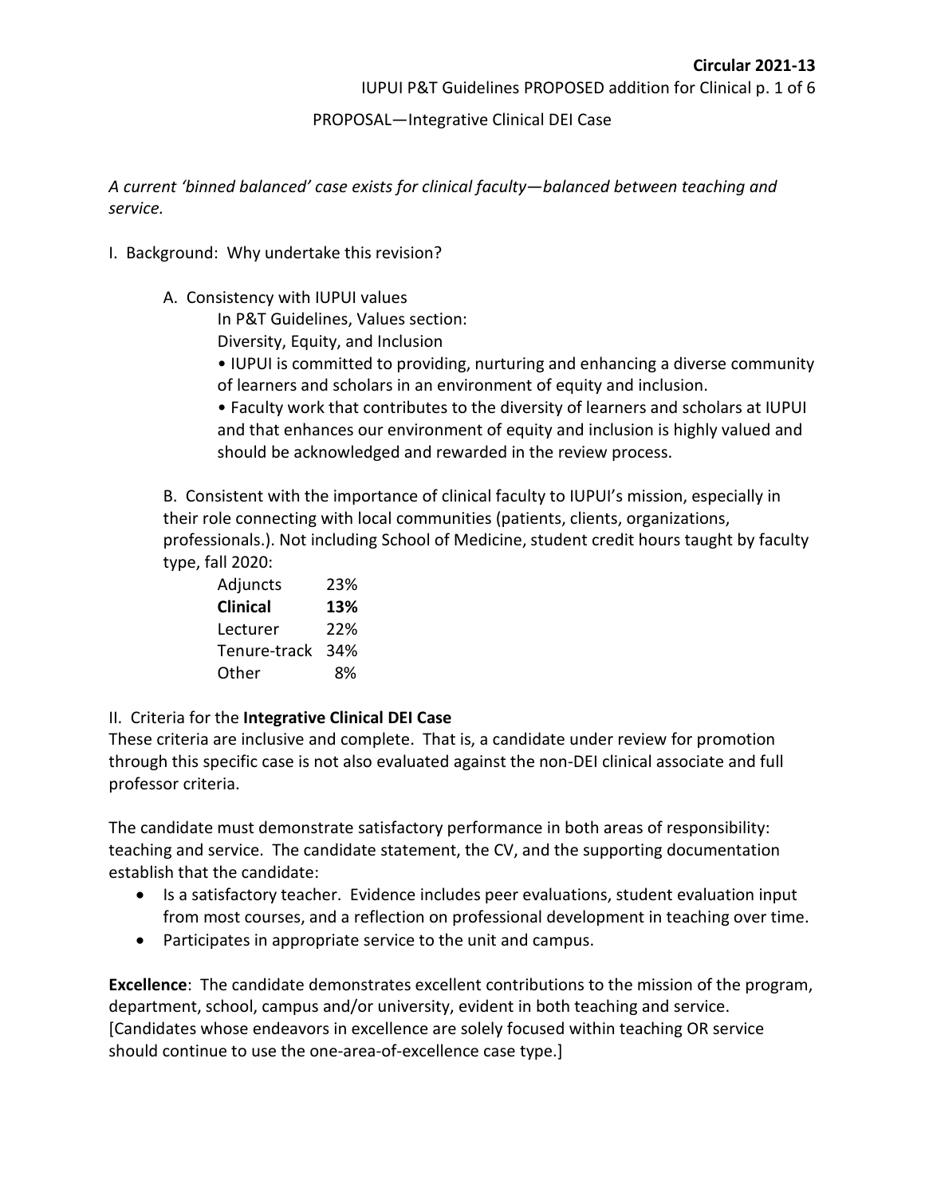**Circular 2021-13**

PROPOSAL—Integrative Clinical DEI Case

*A current 'binned balanced' case exists for clinical faculty—balanced between teaching and service.*

## I. Background: Why undertake this revision?

### A. Consistency with IUPUI values

In P&T Guidelines, Values section:

Diversity, Equity, and Inclusion

- IUPUI is committed to providing, nurturing and enhancing a diverse community of learners and scholars in an environment of equity and inclusion.
- Faculty work that contributes to the diversity of learners and scholars at IUPUI and that enhances our environment of equity and inclusion is highly valued and should be acknowledged and rewarded in the review process.

B. Consistent with the importance of clinical faculty to IUPUI's mission, especially in their role connecting with local communities (patients, clients, organizations, professionals.). Not including School of Medicine, student credit hours taught by faculty type, fall 2020:

| | |
|---|---|
| Adjuncts | 23% |
| **Clinical** | **13%** |
| Lecturer | 22% |
| Tenure-track | 34% |
| Other | 8% |

## II. Criteria for the **Integrative Clinical DEI Case**

These criteria are inclusive and complete. That is, a candidate under review for promotion through this specific case is not also evaluated against the non-DEI clinical associate and full professor criteria.

The candidate must demonstrate satisfactory performance in both areas of responsibility: teaching and service. The candidate statement, the CV, and the supporting documentation establish that the candidate:

- Is a satisfactory teacher. Evidence includes peer evaluations, student evaluation input from most courses, and a reflection on professional development in teaching over time.
- Participates in appropriate service to the unit and campus.

**Excellence**: The candidate demonstrates excellent contributions to the mission of the program, department, school, campus and/or university, evident in both teaching and service. [Candidates whose endeavors in excellence are solely focused within teaching OR service should continue to use the one-area-of-excellence case type.]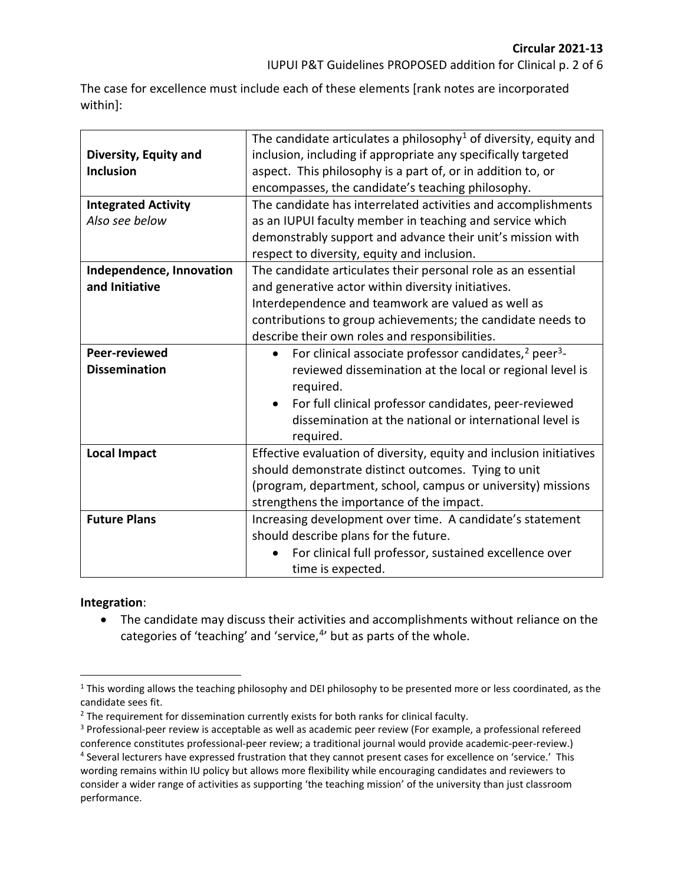The case for excellence must include each of these elements [rank notes are incorporated within]:

| | |
|---|---|
| **Diversity, Equity and Inclusion** | The candidate articulates a philosophy[1] of diversity, equity and inclusion, including if appropriate any specifically targeted aspect. This philosophy is a part of, or in addition to, or encompasses, the candidate's teaching philosophy. |
| **Integrated Activity** *Also see below* | The candidate has interrelated activities and accomplishments as an IUPUI faculty member in teaching and service which demonstrably support and advance their unit's mission with respect to diversity, equity and inclusion. |
| **Independence, Innovation and Initiative** | The candidate articulates their personal role as an essential and generative actor within diversity initiatives. Interdependence and teamwork are valued as well as contributions to group achievements; the candidate needs to describe their own roles and responsibilities. |
| **Peer-reviewed Dissemination** | • For clinical associate professor candidates,[2] peer[3]-reviewed dissemination at the local or regional level is required. <br> • For full clinical professor candidates, peer-reviewed dissemination at the national or international level is required. |
| **Local Impact** | Effective evaluation of diversity, equity and inclusion initiatives should demonstrate distinct outcomes. Tying to unit (program, department, school, campus or university) missions strengthens the importance of the impact. |
| **Future Plans** | Increasing development over time. A candidate's statement should describe plans for the future. <br> • For clinical full professor, sustained excellence over time is expected. |

**Integration**:

- The candidate may discuss their activities and accomplishments without reliance on the categories of 'teaching' and 'service,[4]' but as parts of the whole.

---

[1] This wording allows the teaching philosophy and DEI philosophy to be presented more or less coordinated, as the candidate sees fit.

[2] The requirement for dissemination currently exists for both ranks for clinical faculty.

[3] Professional-peer review is acceptable as well as academic peer review (For example, a professional refereed conference constitutes professional-peer review; a traditional journal would provide academic-peer-review.)

[4] Several lecturers have expressed frustration that they cannot present cases for excellence on 'service.' This wording remains within IU policy but allows more flexibility while encouraging candidates and reviewers to consider a wider range of activities as supporting 'the teaching mission' of the university than just classroom performance.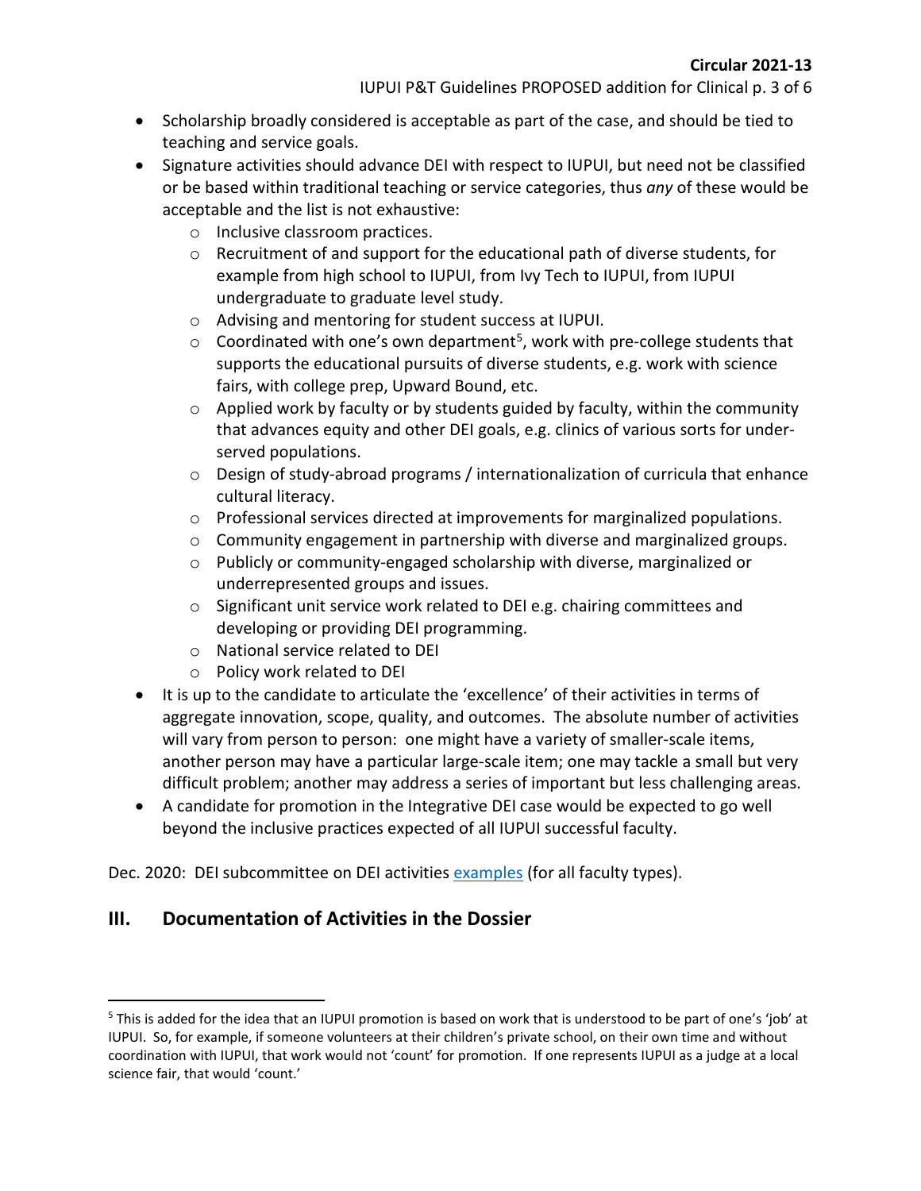- Scholarship broadly considered is acceptable as part of the case, and should be tied to teaching and service goals.
- Signature activities should advance DEI with respect to IUPUI, but need not be classified or be based within traditional teaching or service categories, thus *any* of these would be acceptable and the list is not exhaustive:
  - Inclusive classroom practices.
  - Recruitment of and support for the educational path of diverse students, for example from high school to IUPUI, from Ivy Tech to IUPUI, from IUPUI undergraduate to graduate level study.
  - Advising and mentoring for student success at IUPUI.
  - Coordinated with one's own department[5], work with pre-college students that supports the educational pursuits of diverse students, e.g. work with science fairs, with college prep, Upward Bound, etc.
  - Applied work by faculty or by students guided by faculty, within the community that advances equity and other DEI goals, e.g. clinics of various sorts for under-served populations.
  - Design of study-abroad programs / internationalization of curricula that enhance cultural literacy.
  - Professional services directed at improvements for marginalized populations.
  - Community engagement in partnership with diverse and marginalized groups.
  - Publicly or community-engaged scholarship with diverse, marginalized or underrepresented groups and issues.
  - Significant unit service work related to DEI e.g. chairing committees and developing or providing DEI programming.
  - National service related to DEI
  - Policy work related to DEI
- It is up to the candidate to articulate the 'excellence' of their activities in terms of aggregate innovation, scope, quality, and outcomes. The absolute number of activities will vary from person to person: one might have a variety of smaller-scale items, another person may have a particular large-scale item; one may tackle a small but very difficult problem; another may address a series of important but less challenging areas.
- A candidate for promotion in the Integrative DEI case would be expected to go well beyond the inclusive practices expected of all IUPUI successful faculty.

Dec. 2020: DEI subcommittee on DEI activities examples (for all faculty types).

## III. Documentation of Activities in the Dossier

[5] This is added for the idea that an IUPUI promotion is based on work that is understood to be part of one's 'job' at IUPUI. So, for example, if someone volunteers at their children's private school, on their own time and without coordination with IUPUI, that work would not 'count' for promotion. If one represents IUPUI as a judge at a local science fair, that would 'count.'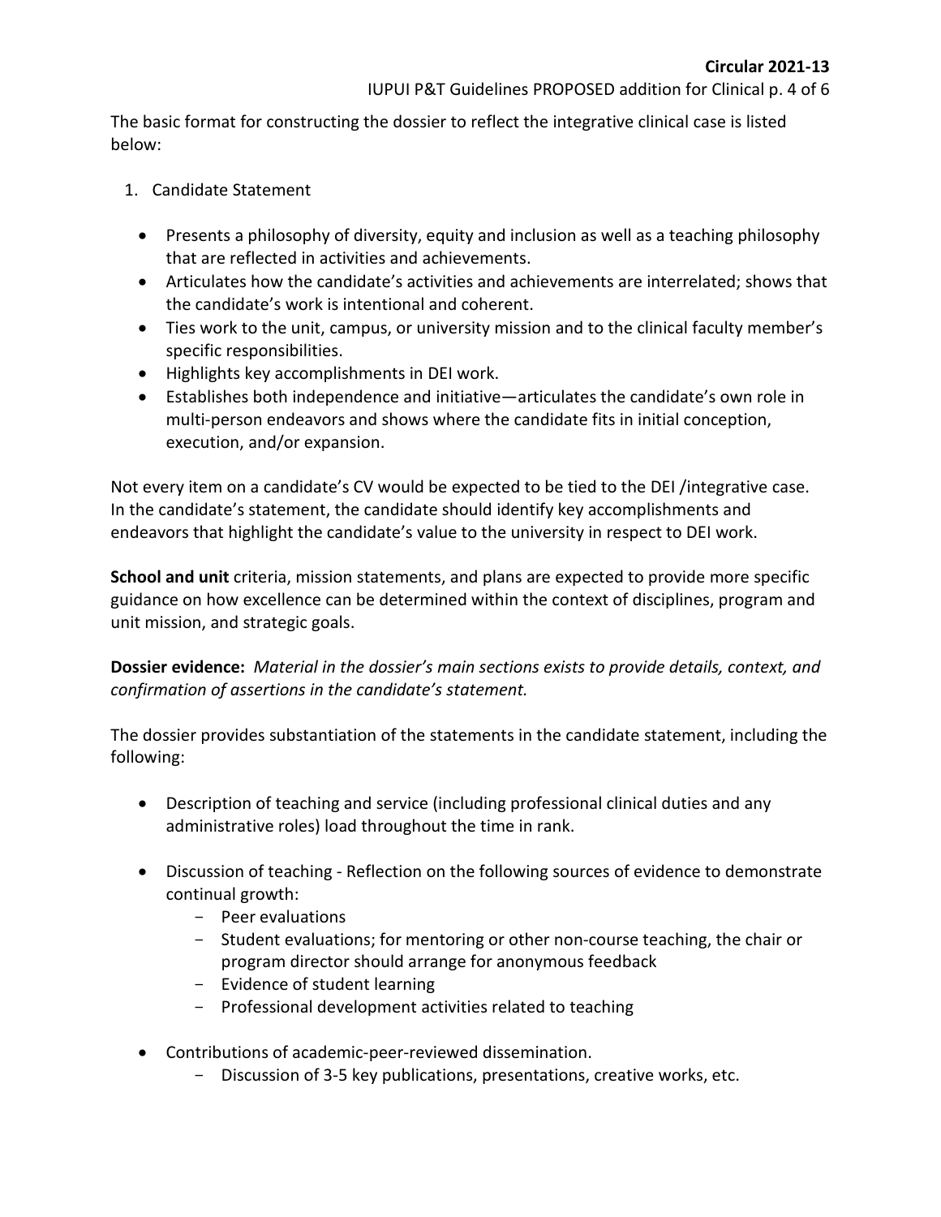The basic format for constructing the dossier to reflect the integrative clinical case is listed below:

1. Candidate Statement

    - Presents a philosophy of diversity, equity and inclusion as well as a teaching philosophy that are reflected in activities and achievements.
    - Articulates how the candidate's activities and achievements are interrelated; shows that the candidate's work is intentional and coherent.
    - Ties work to the unit, campus, or university mission and to the clinical faculty member's specific responsibilities.
    - Highlights key accomplishments in DEI work.
    - Establishes both independence and initiative—articulates the candidate's own role in multi-person endeavors and shows where the candidate fits in initial conception, execution, and/or expansion.

Not every item on a candidate's CV would be expected to be tied to the DEI /integrative case. In the candidate's statement, the candidate should identify key accomplishments and endeavors that highlight the candidate's value to the university in respect to DEI work.

**School and unit** criteria, mission statements, and plans are expected to provide more specific guidance on how excellence can be determined within the context of disciplines, program and unit mission, and strategic goals.

**Dossier evidence:** *Material in the dossier's main sections exists to provide details, context, and confirmation of assertions in the candidate's statement.*

The dossier provides substantiation of the statements in the candidate statement, including the following:

- Description of teaching and service (including professional clinical duties and any administrative roles) load throughout the time in rank.

- Discussion of teaching - Reflection on the following sources of evidence to demonstrate continual growth:
    - Peer evaluations
    - Student evaluations; for mentoring or other non-course teaching, the chair or program director should arrange for anonymous feedback
    - Evidence of student learning
    - Professional development activities related to teaching

- Contributions of academic-peer-reviewed dissemination.
    - Discussion of 3-5 key publications, presentations, creative works, etc.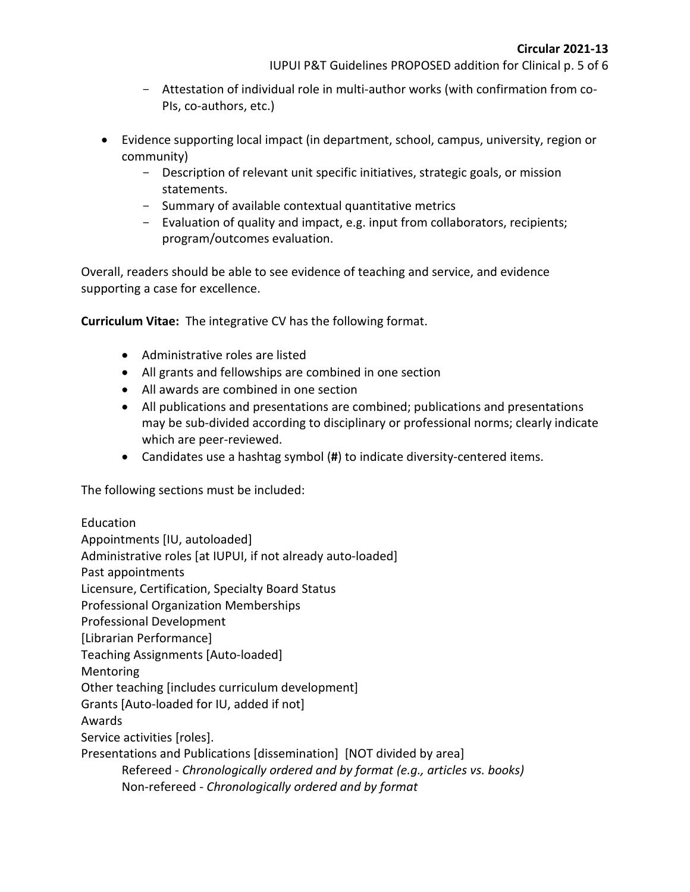- Attestation of individual role in multi-author works (with confirmation from co-PIs, co-authors, etc.)

- Evidence supporting local impact (in department, school, campus, university, region or community)
  - Description of relevant unit specific initiatives, strategic goals, or mission statements.
  - Summary of available contextual quantitative metrics
  - Evaluation of quality and impact, e.g. input from collaborators, recipients; program/outcomes evaluation.

Overall, readers should be able to see evidence of teaching and service, and evidence supporting a case for excellence.

**Curriculum Vitae:** The integrative CV has the following format.

- Administrative roles are listed
- All grants and fellowships are combined in one section
- All awards are combined in one section
- All publications and presentations are combined; publications and presentations may be sub-divided according to disciplinary or professional norms; clearly indicate which are peer-reviewed.
- Candidates use a hashtag symbol (**#**) to indicate diversity-centered items.

The following sections must be included:

Education
Appointments [IU, autoloaded]
Administrative roles [at IUPUI, if not already auto-loaded]
Past appointments
Licensure, Certification, Specialty Board Status
Professional Organization Memberships
Professional Development
[Librarian Performance]
Teaching Assignments [Auto-loaded]
Mentoring
Other teaching [includes curriculum development]
Grants [Auto-loaded for IU, added if not]
Awards
Service activities [roles].
Presentations and Publications [dissemination] [NOT divided by area]
    Refereed - *Chronologically ordered and by format (e.g., articles vs. books)*
    Non-refereed - *Chronologically ordered and by format*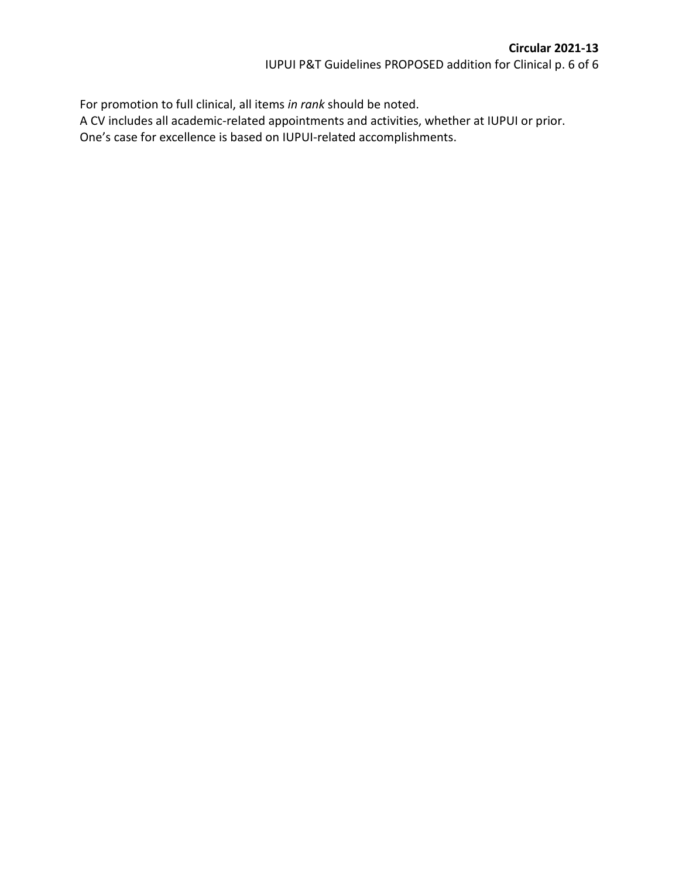For promotion to full clinical, all items *in rank* should be noted.
A CV includes all academic-related appointments and activities, whether at IUPUI or prior.
One's case for excellence is based on IUPUI-related accomplishments.